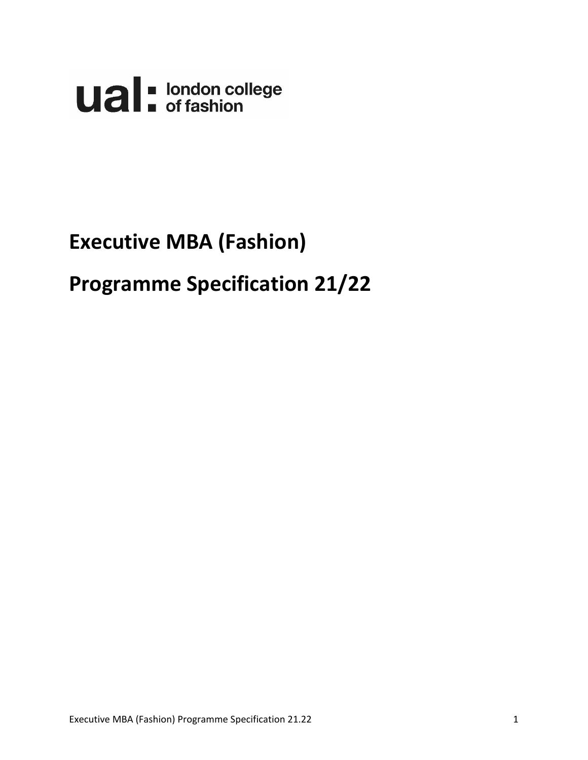ual: london college of fashion

# Executive MBA (Fashion)

# Programme Specification 21/22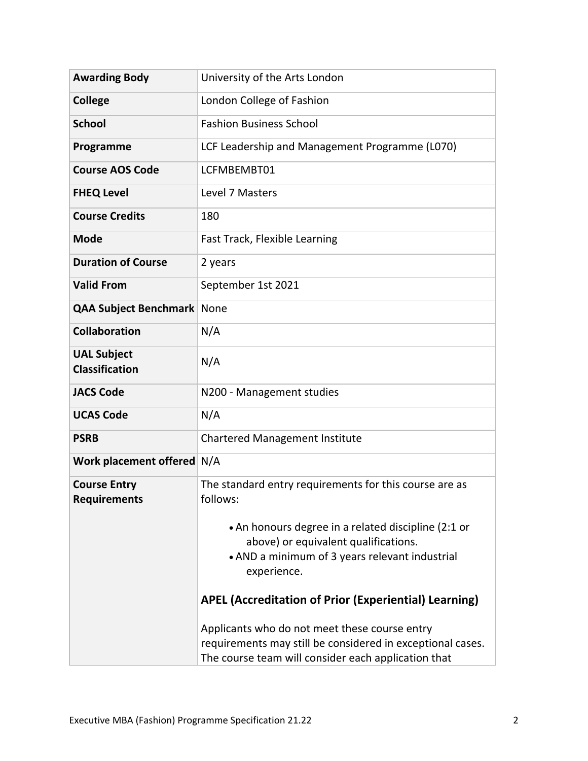| | |
|---|---|
| **Awarding Body** | University of the Arts London |
| **College** | London College of Fashion |
| **School** | Fashion Business School |
| **Programme** | LCF Leadership and Management Programme (L070) |
| **Course AOS Code** | LCFMBEMBT01 |
| **FHEQ Level** | Level 7 Masters |
| **Course Credits** | 180 |
| **Mode** | Fast Track, Flexible Learning |
| **Duration of Course** | 2 years |
| **Valid From** | September 1st 2021 |
| **QAA Subject Benchmark** | None |
| **Collaboration** | N/A |
| **UAL Subject Classification** | N/A |
| **JACS Code** | N200 - Management studies |
| **UCAS Code** | N/A |
| **PSRB** | Chartered Management Institute |
| **Work placement offered** | N/A |
| **Course Entry Requirements** | The standard entry requirements for this course are as follows:<br><br>• An honours degree in a related discipline (2:1 or above) or equivalent qualifications.<br>• AND a minimum of 3 years relevant industrial experience.<br><br>**APEL (Accreditation of Prior (Experiential) Learning)**<br><br>Applicants who do not meet these course entry requirements may still be considered in exceptional cases. The course team will consider each application that |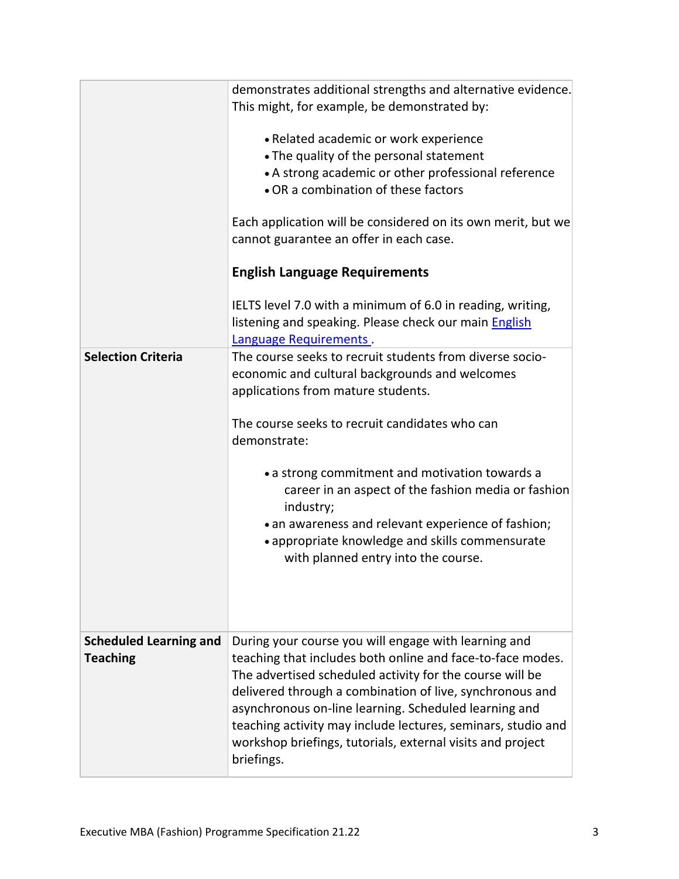| | |
|---|---|
| | demonstrates additional strengths and alternative evidence. This might, for example, be demonstrated by:<br><br>• Related academic or work experience<br>• The quality of the personal statement<br>• A strong academic or other professional reference<br>• OR a combination of these factors<br><br>Each application will be considered on its own merit, but we cannot guarantee an offer in each case.<br><br>**English Language Requirements**<br><br>IELTS level 7.0 with a minimum of 6.0 in reading, writing, listening and speaking. Please check our main English Language Requirements . |
| **Selection Criteria** | The course seeks to recruit students from diverse socio-economic and cultural backgrounds and welcomes applications from mature students.<br><br>The course seeks to recruit candidates who can demonstrate:<br><br>• a strong commitment and motivation towards a career in an aspect of the fashion media or fashion industry;<br>• an awareness and relevant experience of fashion;<br>• appropriate knowledge and skills commensurate with planned entry into the course. |
| **Scheduled Learning and Teaching** | During your course you will engage with learning and teaching that includes both online and face-to-face modes. The advertised scheduled activity for the course will be delivered through a combination of live, synchronous and asynchronous on-line learning. Scheduled learning and teaching activity may include lectures, seminars, studio and workshop briefings, tutorials, external visits and project briefings. |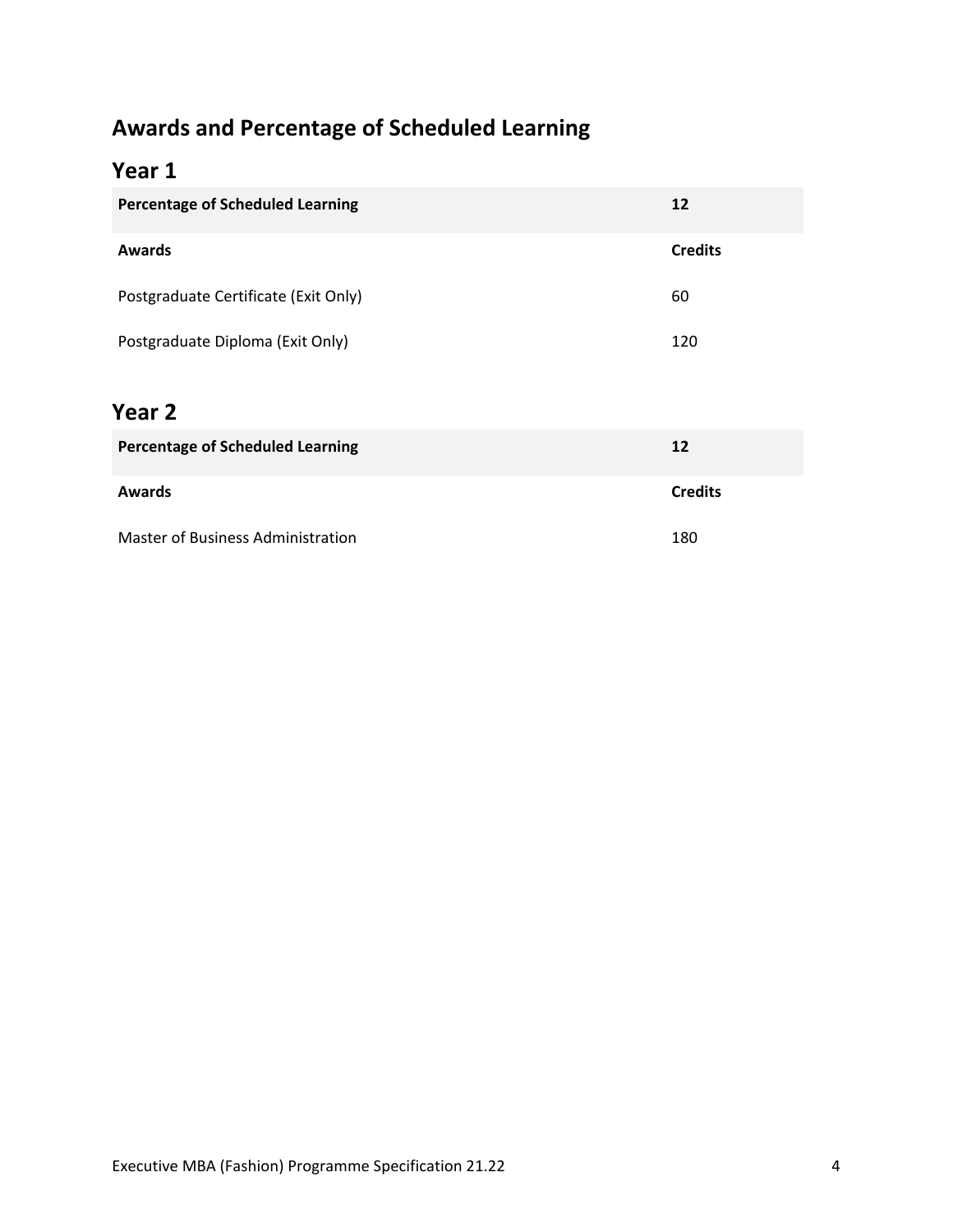## Awards and Percentage of Scheduled Learning

### Year 1

| Percentage of Scheduled Learning | 12 |
| --- | --- |
| **Awards** | **Credits** |
| Postgraduate Certificate (Exit Only) | 60 |
| Postgraduate Diploma (Exit Only) | 120 |

### Year 2

| Percentage of Scheduled Learning | 12 |
| --- | --- |
| **Awards** | **Credits** |
| Master of Business Administration | 180 |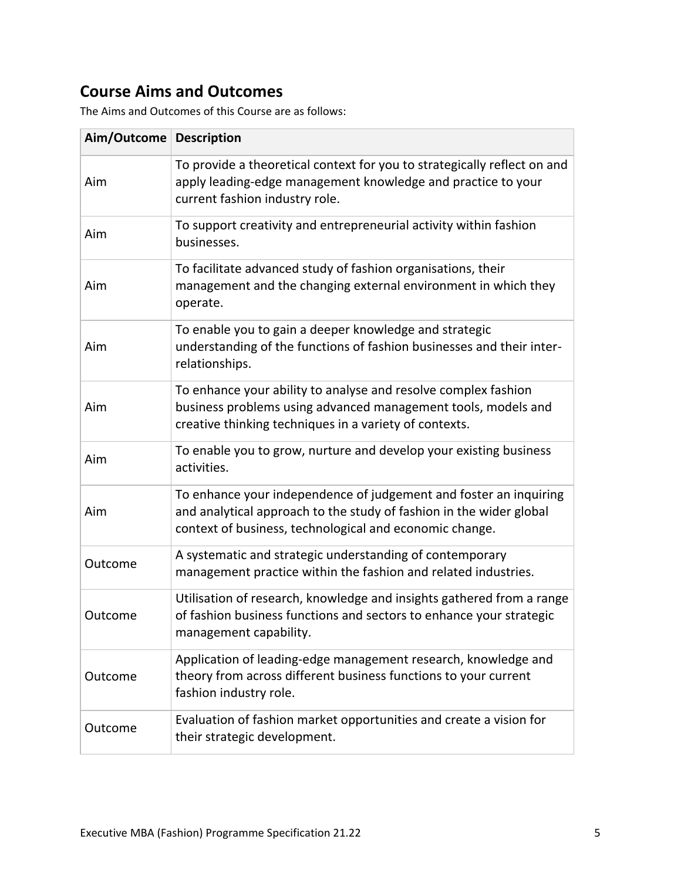## Course Aims and Outcomes

The Aims and Outcomes of this Course are as follows:

| Aim/Outcome | Description |
|---|---|
| Aim | To provide a theoretical context for you to strategically reflect on and apply leading-edge management knowledge and practice to your current fashion industry role. |
| Aim | To support creativity and entrepreneurial activity within fashion businesses. |
| Aim | To facilitate advanced study of fashion organisations, their management and the changing external environment in which they operate. |
| Aim | To enable you to gain a deeper knowledge and strategic understanding of the functions of fashion businesses and their inter-relationships. |
| Aim | To enhance your ability to analyse and resolve complex fashion business problems using advanced management tools, models and creative thinking techniques in a variety of contexts. |
| Aim | To enable you to grow, nurture and develop your existing business activities. |
| Aim | To enhance your independence of judgement and foster an inquiring and analytical approach to the study of fashion in the wider global context of business, technological and economic change. |
| Outcome | A systematic and strategic understanding of contemporary management practice within the fashion and related industries. |
| Outcome | Utilisation of research, knowledge and insights gathered from a range of fashion business functions and sectors to enhance your strategic management capability. |
| Outcome | Application of leading-edge management research, knowledge and theory from across different business functions to your current fashion industry role. |
| Outcome | Evaluation of fashion market opportunities and create a vision for their strategic development. |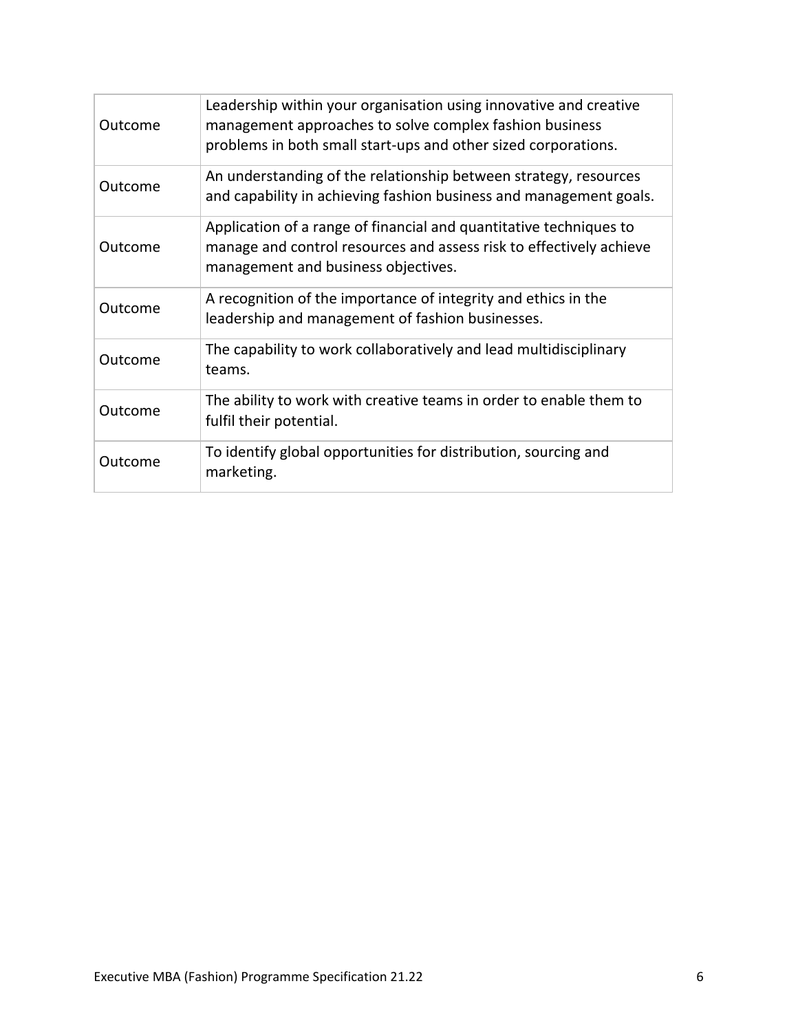| | |
|---|---|
| Outcome | Leadership within your organisation using innovative and creative management approaches to solve complex fashion business problems in both small start-ups and other sized corporations. |
| Outcome | An understanding of the relationship between strategy, resources and capability in achieving fashion business and management goals. |
| Outcome | Application of a range of financial and quantitative techniques to manage and control resources and assess risk to effectively achieve management and business objectives. |
| Outcome | A recognition of the importance of integrity and ethics in the leadership and management of fashion businesses. |
| Outcome | The capability to work collaboratively and lead multidisciplinary teams. |
| Outcome | The ability to work with creative teams in order to enable them to fulfil their potential. |
| Outcome | To identify global opportunities for distribution, sourcing and marketing. |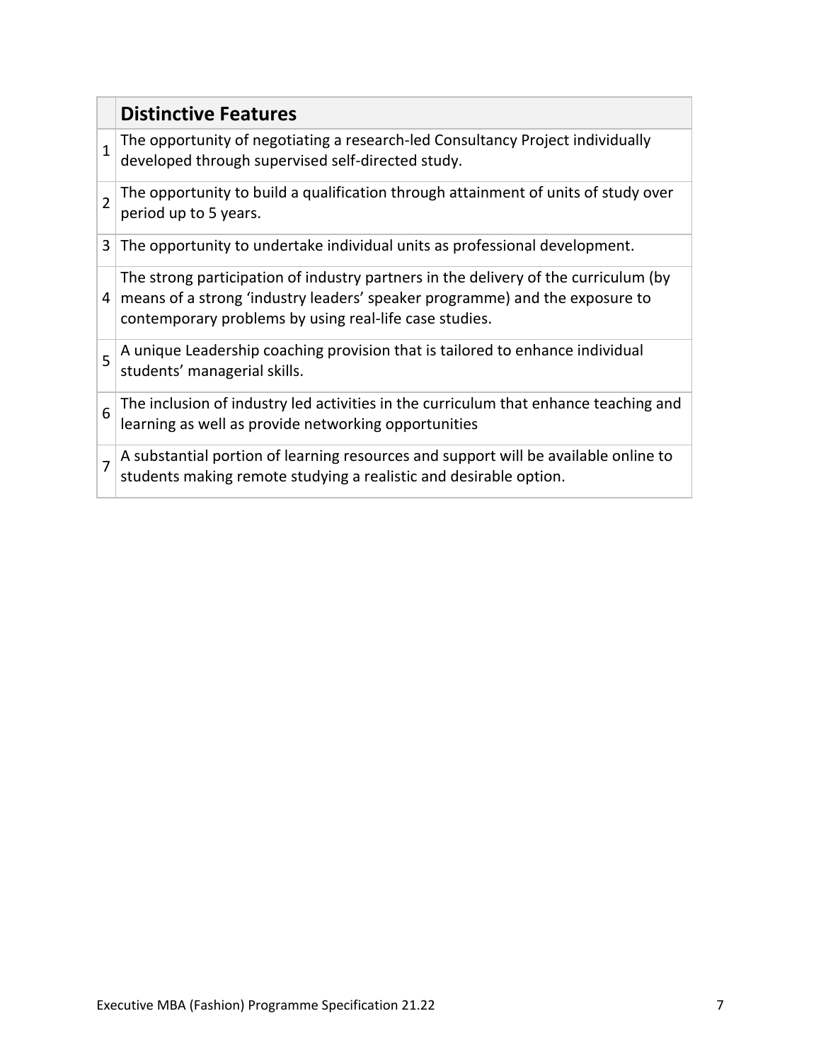|   | Distinctive Features |
|---|---|
| 1 | The opportunity of negotiating a research-led Consultancy Project individually developed through supervised self-directed study. |
| 2 | The opportunity to build a qualification through attainment of units of study over period up to 5 years. |
| 3 | The opportunity to undertake individual units as professional development. |
| 4 | The strong participation of industry partners in the delivery of the curriculum (by means of a strong 'industry leaders' speaker programme) and the exposure to contemporary problems by using real-life case studies. |
| 5 | A unique Leadership coaching provision that is tailored to enhance individual students' managerial skills. |
| 6 | The inclusion of industry led activities in the curriculum that enhance teaching and learning as well as provide networking opportunities |
| 7 | A substantial portion of learning resources and support will be available online to students making remote studying a realistic and desirable option. |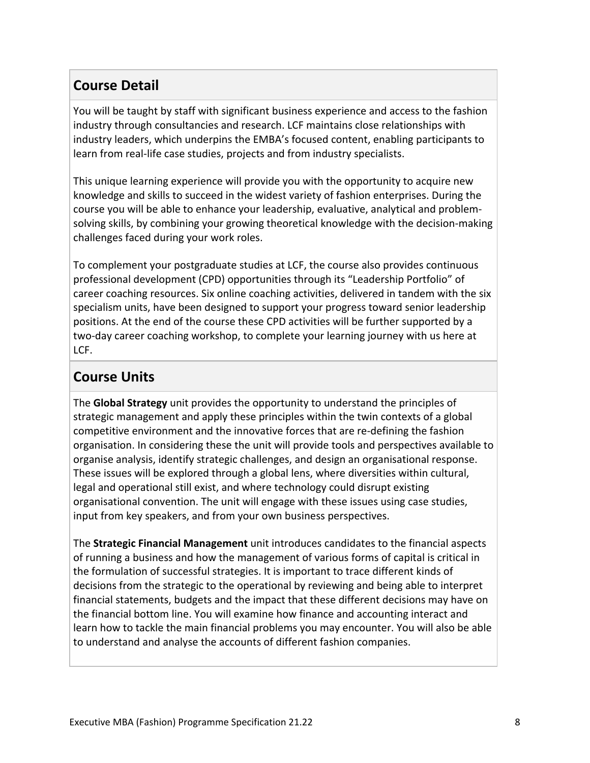## Course Detail

You will be taught by staff with significant business experience and access to the fashion industry through consultancies and research. LCF maintains close relationships with industry leaders, which underpins the EMBA's focused content, enabling participants to learn from real-life case studies, projects and from industry specialists.

This unique learning experience will provide you with the opportunity to acquire new knowledge and skills to succeed in the widest variety of fashion enterprises. During the course you will be able to enhance your leadership, evaluative, analytical and problem-solving skills, by combining your growing theoretical knowledge with the decision-making challenges faced during your work roles.

To complement your postgraduate studies at LCF, the course also provides continuous professional development (CPD) opportunities through its "Leadership Portfolio" of career coaching resources. Six online coaching activities, delivered in tandem with the six specialism units, have been designed to support your progress toward senior leadership positions. At the end of the course these CPD activities will be further supported by a two-day career coaching workshop, to complete your learning journey with us here at LCF.

## Course Units

The **Global Strategy** unit provides the opportunity to understand the principles of strategic management and apply these principles within the twin contexts of a global competitive environment and the innovative forces that are re-defining the fashion organisation. In considering these the unit will provide tools and perspectives available to organise analysis, identify strategic challenges, and design an organisational response. These issues will be explored through a global lens, where diversities within cultural, legal and operational still exist, and where technology could disrupt existing organisational convention. The unit will engage with these issues using case studies, input from key speakers, and from your own business perspectives.

The **Strategic Financial Management** unit introduces candidates to the financial aspects of running a business and how the management of various forms of capital is critical in the formulation of successful strategies. It is important to trace different kinds of decisions from the strategic to the operational by reviewing and being able to interpret financial statements, budgets and the impact that these different decisions may have on the financial bottom line. You will examine how finance and accounting interact and learn how to tackle the main financial problems you may encounter. You will also be able to understand and analyse the accounts of different fashion companies.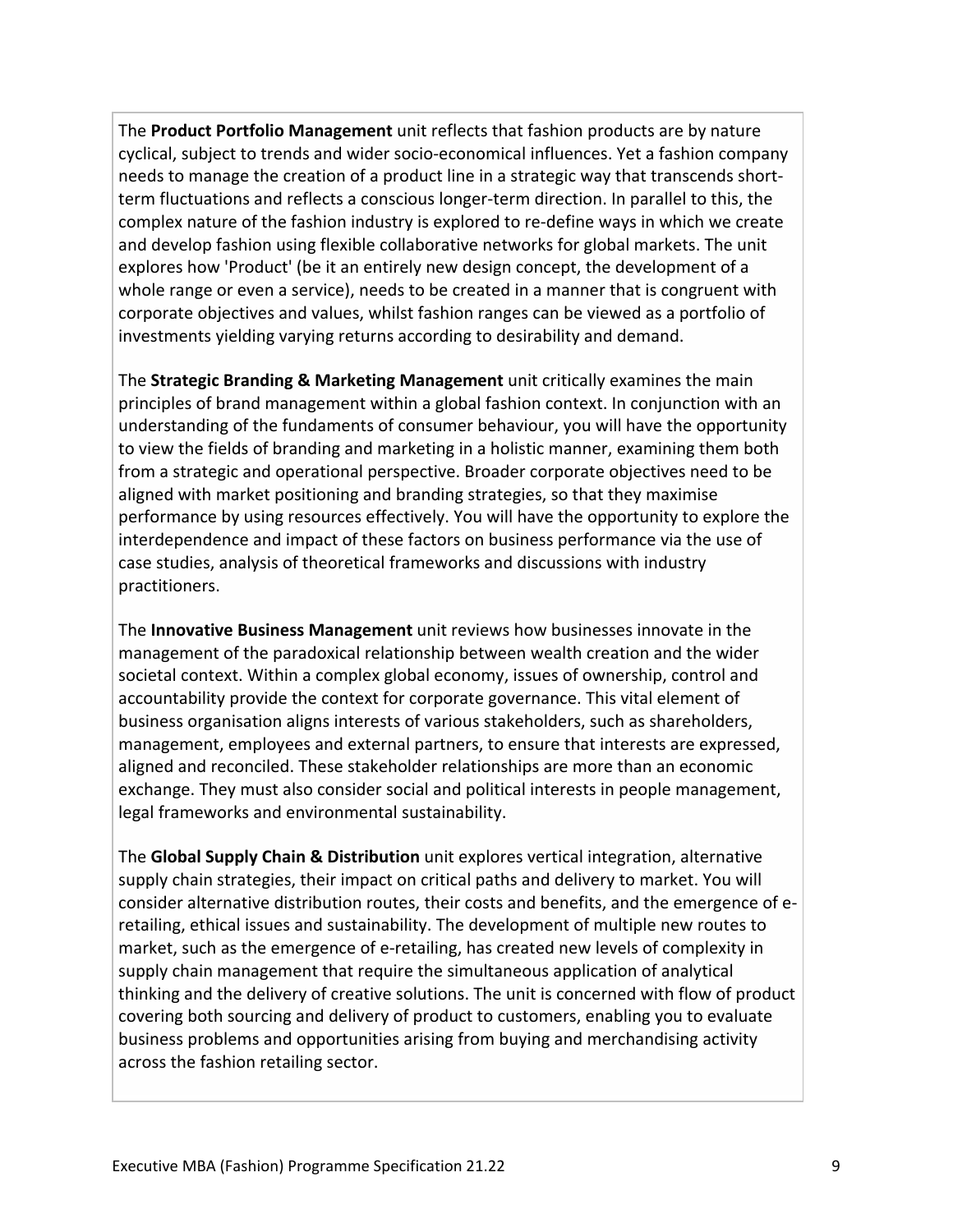The **Product Portfolio Management** unit reflects that fashion products are by nature cyclical, subject to trends and wider socio-economical influences. Yet a fashion company needs to manage the creation of a product line in a strategic way that transcends short-term fluctuations and reflects a conscious longer-term direction. In parallel to this, the complex nature of the fashion industry is explored to re-define ways in which we create and develop fashion using flexible collaborative networks for global markets. The unit explores how 'Product' (be it an entirely new design concept, the development of a whole range or even a service), needs to be created in a manner that is congruent with corporate objectives and values, whilst fashion ranges can be viewed as a portfolio of investments yielding varying returns according to desirability and demand.

The **Strategic Branding & Marketing Management** unit critically examines the main principles of brand management within a global fashion context. In conjunction with an understanding of the fundaments of consumer behaviour, you will have the opportunity to view the fields of branding and marketing in a holistic manner, examining them both from a strategic and operational perspective. Broader corporate objectives need to be aligned with market positioning and branding strategies, so that they maximise performance by using resources effectively. You will have the opportunity to explore the interdependence and impact of these factors on business performance via the use of case studies, analysis of theoretical frameworks and discussions with industry practitioners.

The **Innovative Business Management** unit reviews how businesses innovate in the management of the paradoxical relationship between wealth creation and the wider societal context. Within a complex global economy, issues of ownership, control and accountability provide the context for corporate governance. This vital element of business organisation aligns interests of various stakeholders, such as shareholders, management, employees and external partners, to ensure that interests are expressed, aligned and reconciled. These stakeholder relationships are more than an economic exchange. They must also consider social and political interests in people management, legal frameworks and environmental sustainability.

The **Global Supply Chain & Distribution** unit explores vertical integration, alternative supply chain strategies, their impact on critical paths and delivery to market. You will consider alternative distribution routes, their costs and benefits, and the emergence of e-retailing, ethical issues and sustainability. The development of multiple new routes to market, such as the emergence of e-retailing, has created new levels of complexity in supply chain management that require the simultaneous application of analytical thinking and the delivery of creative solutions. The unit is concerned with flow of product covering both sourcing and delivery of product to customers, enabling you to evaluate business problems and opportunities arising from buying and merchandising activity across the fashion retailing sector.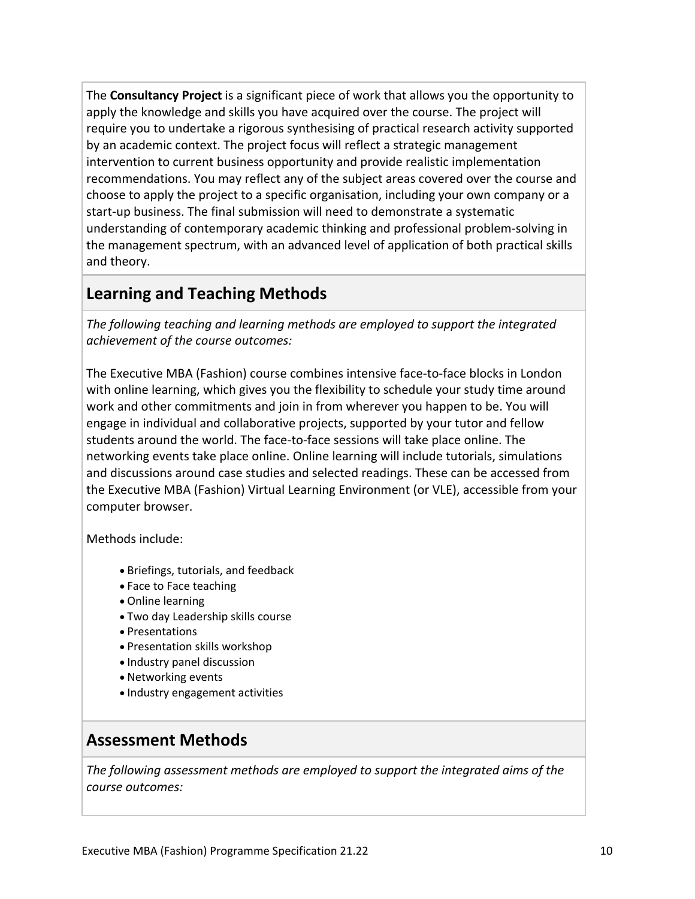The **Consultancy Project** is a significant piece of work that allows you the opportunity to apply the knowledge and skills you have acquired over the course. The project will require you to undertake a rigorous synthesising of practical research activity supported by an academic context. The project focus will reflect a strategic management intervention to current business opportunity and provide realistic implementation recommendations. You may reflect any of the subject areas covered over the course and choose to apply the project to a specific organisation, including your own company or a start-up business. The final submission will need to demonstrate a systematic understanding of contemporary academic thinking and professional problem-solving in the management spectrum, with an advanced level of application of both practical skills and theory.

## Learning and Teaching Methods

*The following teaching and learning methods are employed to support the integrated achievement of the course outcomes:*

The Executive MBA (Fashion) course combines intensive face-to-face blocks in London with online learning, which gives you the flexibility to schedule your study time around work and other commitments and join in from wherever you happen to be. You will engage in individual and collaborative projects, supported by your tutor and fellow students around the world. The face-to-face sessions will take place online. The networking events take place online. Online learning will include tutorials, simulations and discussions around case studies and selected readings. These can be accessed from the Executive MBA (Fashion) Virtual Learning Environment (or VLE), accessible from your computer browser.

Methods include:

- Briefings, tutorials, and feedback
- Face to Face teaching
- Online learning
- Two day Leadership skills course
- Presentations
- Presentation skills workshop
- Industry panel discussion
- Networking events
- Industry engagement activities

## Assessment Methods

*The following assessment methods are employed to support the integrated aims of the course outcomes:*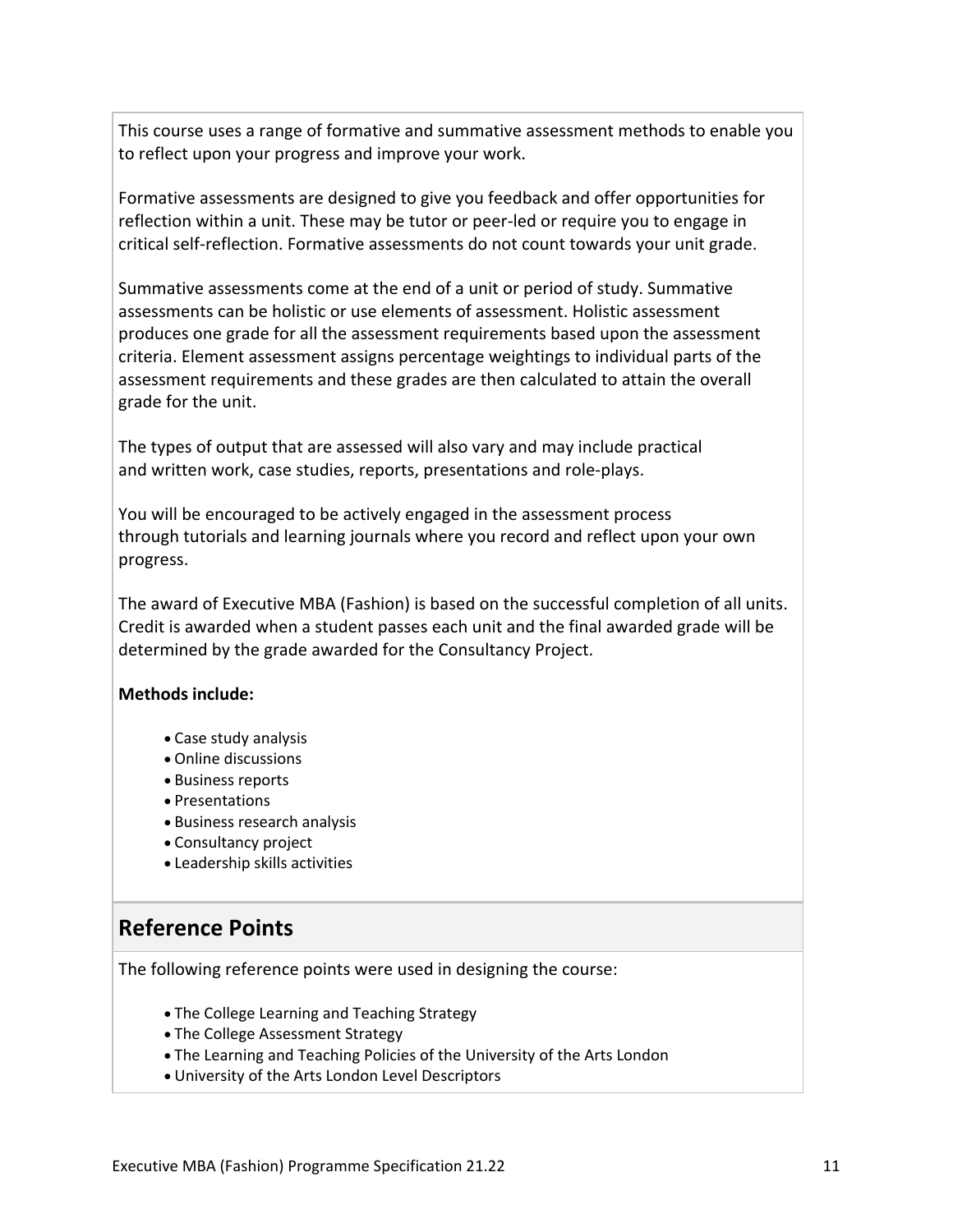This course uses a range of formative and summative assessment methods to enable you to reflect upon your progress and improve your work.

Formative assessments are designed to give you feedback and offer opportunities for reflection within a unit. These may be tutor or peer-led or require you to engage in critical self-reflection. Formative assessments do not count towards your unit grade.

Summative assessments come at the end of a unit or period of study. Summative assessments can be holistic or use elements of assessment. Holistic assessment produces one grade for all the assessment requirements based upon the assessment criteria. Element assessment assigns percentage weightings to individual parts of the assessment requirements and these grades are then calculated to attain the overall grade for the unit.

The types of output that are assessed will also vary and may include practical and written work, case studies, reports, presentations and role-plays.

You will be encouraged to be actively engaged in the assessment process through tutorials and learning journals where you record and reflect upon your own progress.

The award of Executive MBA (Fashion) is based on the successful completion of all units. Credit is awarded when a student passes each unit and the final awarded grade will be determined by the grade awarded for the Consultancy Project.

**Methods include:**

- Case study analysis
- Online discussions
- Business reports
- Presentations
- Business research analysis
- Consultancy project
- Leadership skills activities

## Reference Points

The following reference points were used in designing the course:

- The College Learning and Teaching Strategy
- The College Assessment Strategy
- The Learning and Teaching Policies of the University of the Arts London
- University of the Arts London Level Descriptors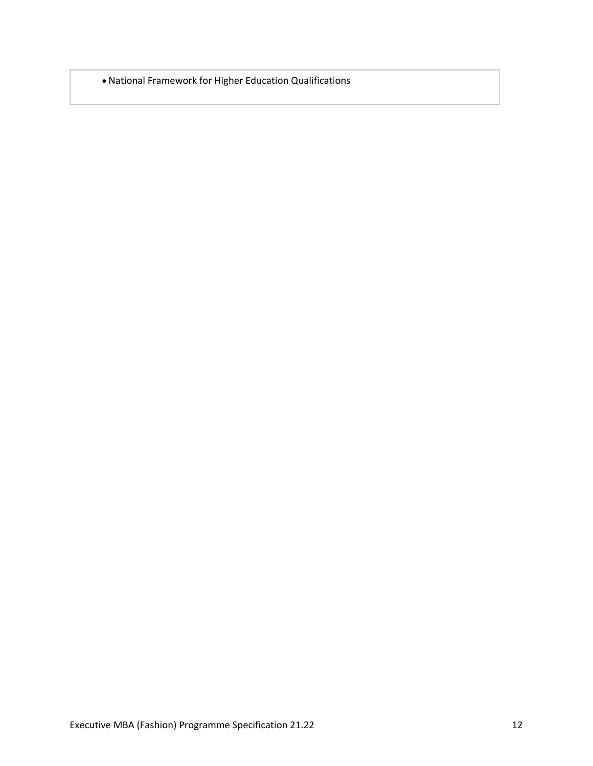- National Framework for Higher Education Qualifications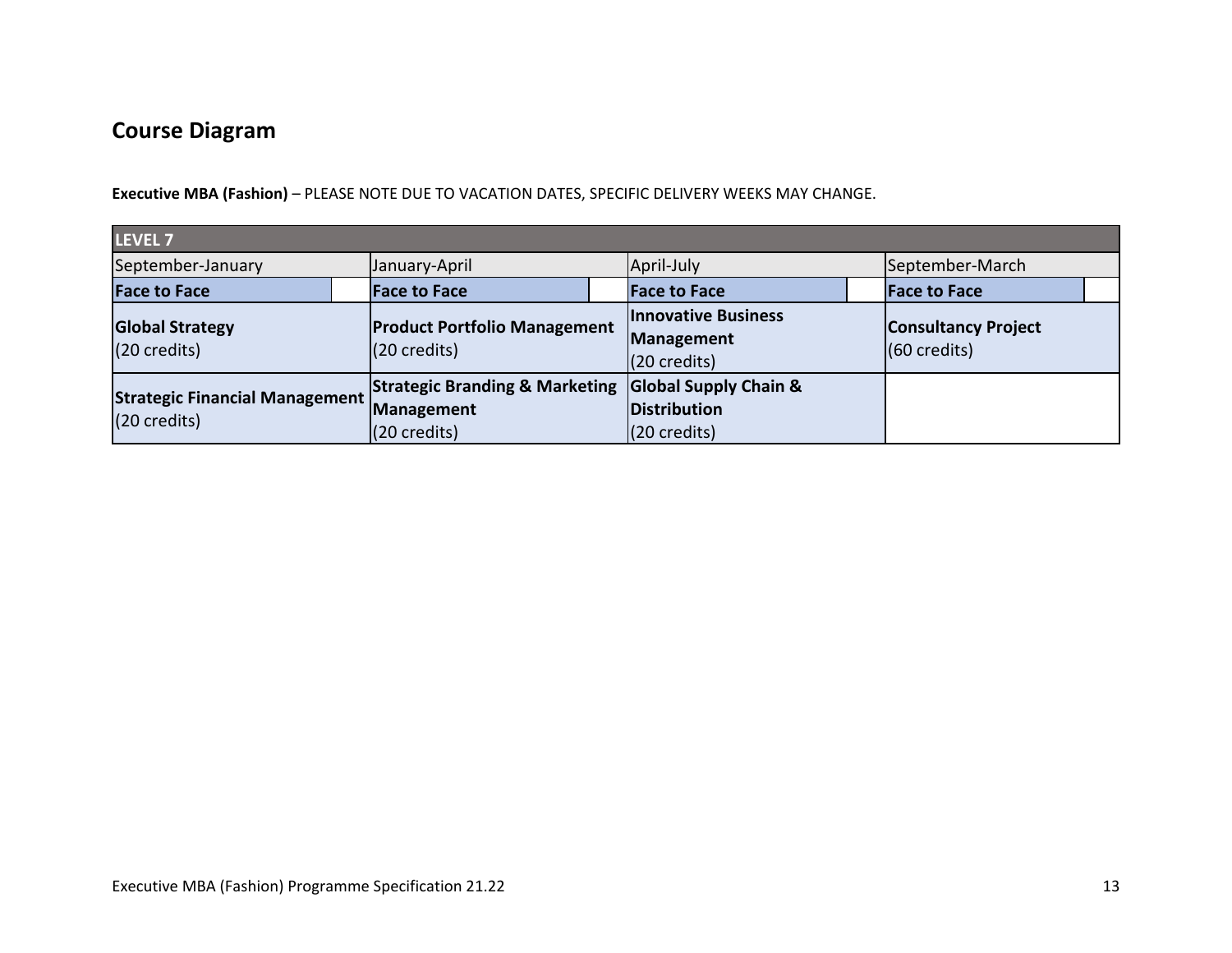## Course Diagram

**Executive MBA (Fashion)** – PLEASE NOTE DUE TO VACATION DATES, SPECIFIC DELIVERY WEEKS MAY CHANGE.

| LEVEL 7 | | | |
|---|---|---|---|
| September-January | January-April | April-July | September-March |
| **Face to Face** | **Face to Face** | **Face to Face** | **Face to Face** |
| **Global Strategy** (20 credits) | **Product Portfolio Management** (20 credits) | **Innovative Business Management** (20 credits) | **Consultancy Project** (60 credits) |
| **Strategic Financial Management** (20 credits) | **Strategic Branding & Marketing Management** (20 credits) | **Global Supply Chain & Distribution** (20 credits) | |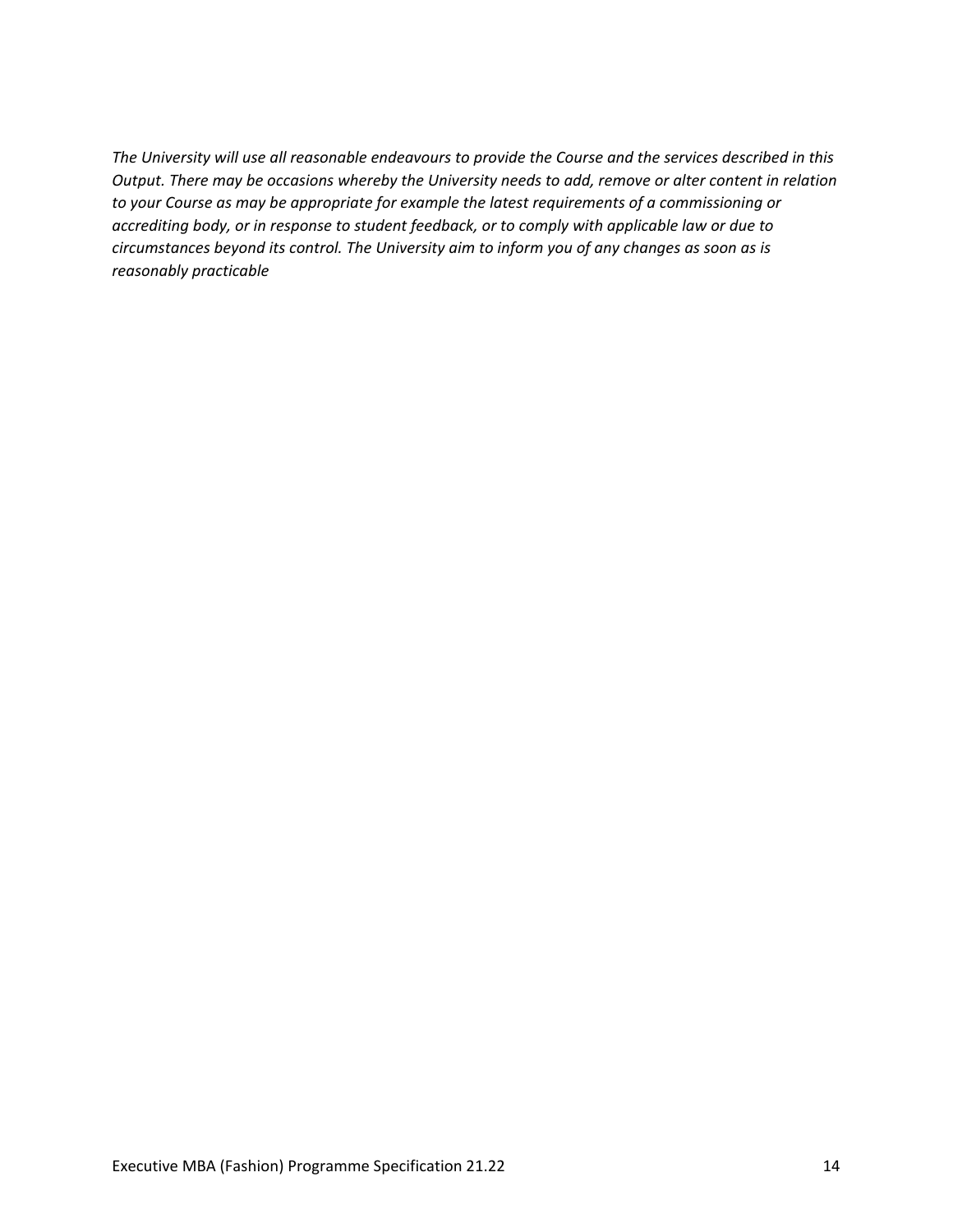*The University will use all reasonable endeavours to provide the Course and the services described in this Output. There may be occasions whereby the University needs to add, remove or alter content in relation to your Course as may be appropriate for example the latest requirements of a commissioning or accrediting body, or in response to student feedback, or to comply with applicable law or due to circumstances beyond its control. The University aim to inform you of any changes as soon as is reasonably practicable*